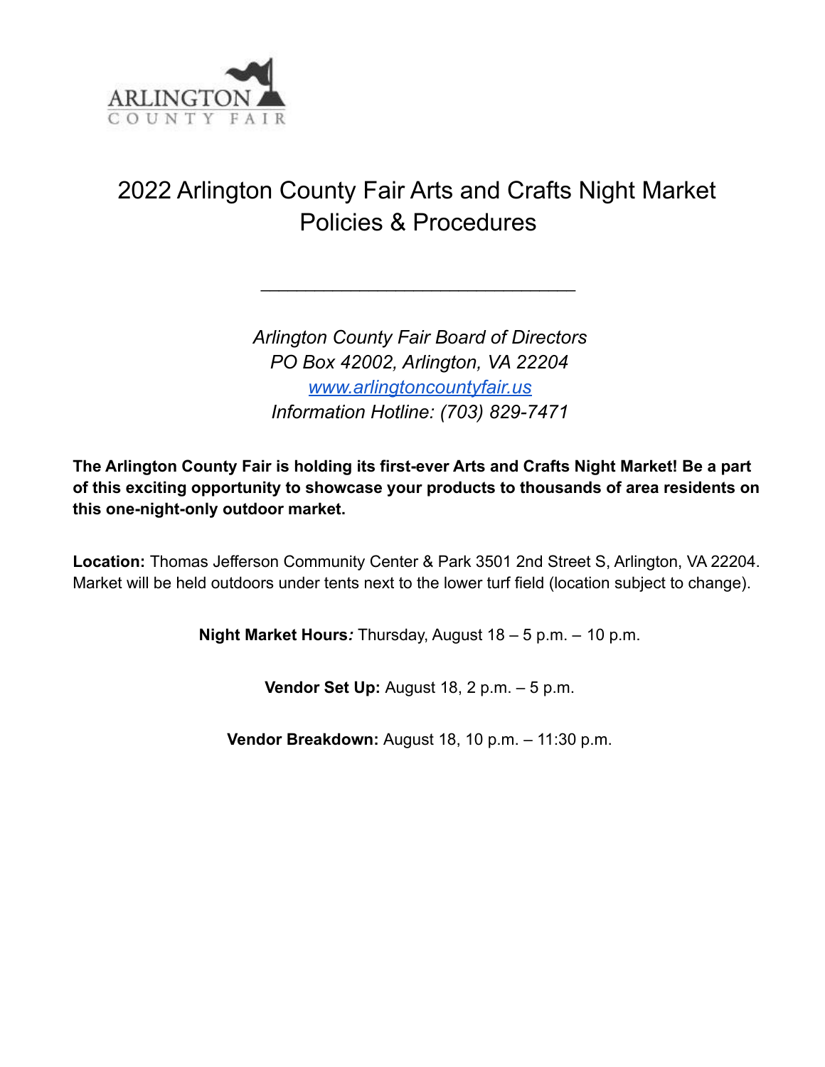ARLINGTON COUNTY FAIR

# 2022 Arlington County Fair Arts and Crafts Night Market Policies & Procedures

---

*Arlington County Fair Board of Directors*
*PO Box 42002, Arlington, VA 22204*
*[www.arlingtoncountyfair.us](http://www.arlingtoncountyfair.us)*
*Information Hotline: (703) 829-7471*

**The Arlington County Fair is holding its first-ever Arts and Crafts Night Market! Be a part of this exciting opportunity to showcase your products to thousands of area residents on this one-night-only outdoor market.**

**Location:** Thomas Jefferson Community Center & Park 3501 2nd Street S, Arlington, VA 22204. Market will be held outdoors under tents next to the lower turf field (location subject to change).

**Night Market Hours:** Thursday, August 18 – 5 p.m. – 10 p.m.

**Vendor Set Up:** August 18, 2 p.m. – 5 p.m.

**Vendor Breakdown:** August 18, 10 p.m. – 11:30 p.m.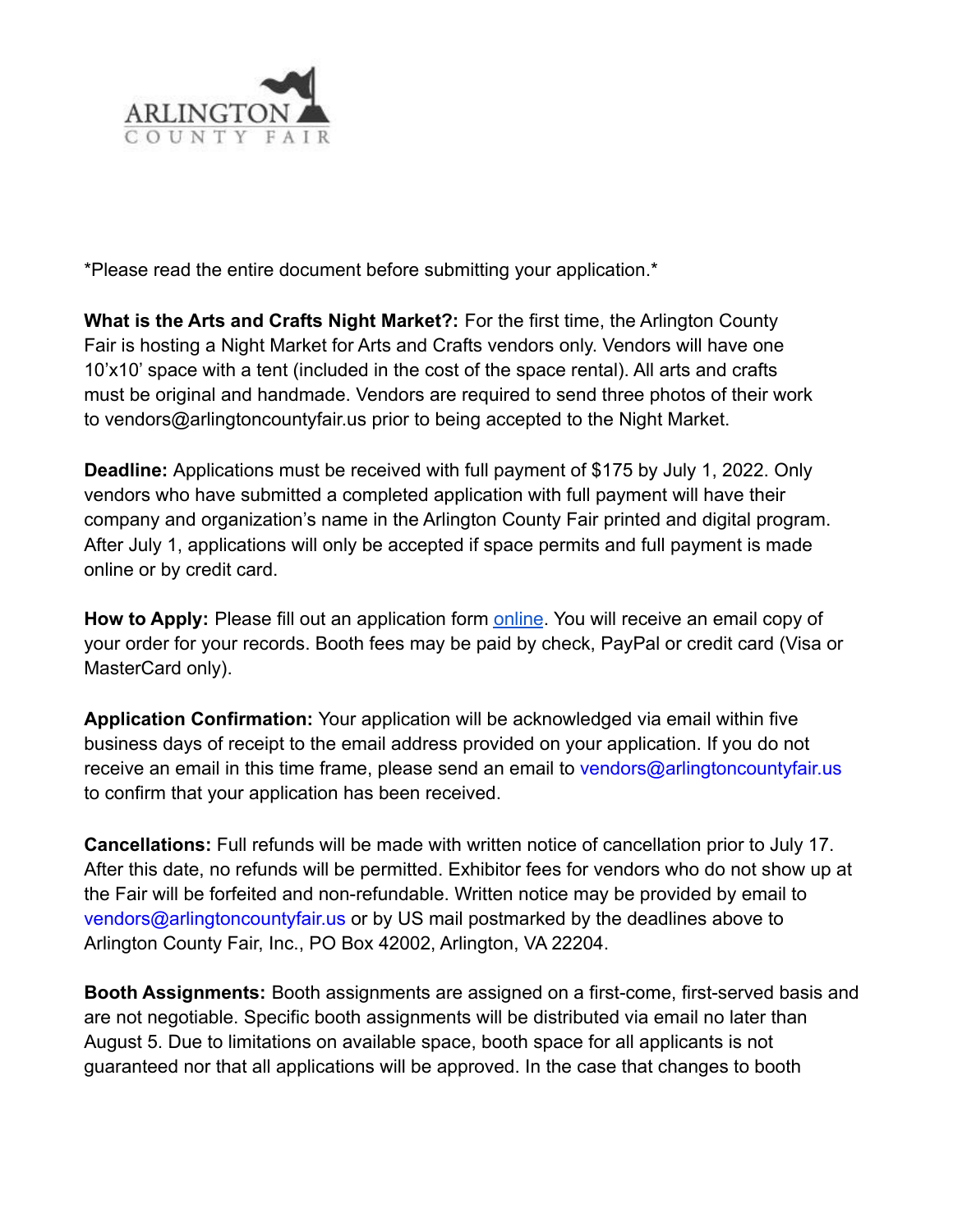ARLINGTON COUNTY FAIR

*Please read the entire document before submitting your application.*

**What is the Arts and Crafts Night Market?:** For the first time, the Arlington County Fair is hosting a Night Market for Arts and Crafts vendors only. Vendors will have one 10'x10' space with a tent (included in the cost of the space rental). All arts and crafts must be original and handmade. Vendors are required to send three photos of their work to vendors@arlingtoncountyfair.us prior to being accepted to the Night Market.

**Deadline:** Applications must be received with full payment of $175 by July 1, 2022. Only vendors who have submitted a completed application with full payment will have their company and organization's name in the Arlington County Fair printed and digital program. After July 1, applications will only be accepted if space permits and full payment is made online or by credit card.

**How to Apply:** Please fill out an application form online. You will receive an email copy of your order for your records. Booth fees may be paid by check, PayPal or credit card (Visa or MasterCard only).

**Application Confirmation:** Your application will be acknowledged via email within five business days of receipt to the email address provided on your application. If you do not receive an email in this time frame, please send an email to vendors@arlingtoncountyfair.us to confirm that your application has been received.

**Cancellations:** Full refunds will be made with written notice of cancellation prior to July 17. After this date, no refunds will be permitted. Exhibitor fees for vendors who do not show up at the Fair will be forfeited and non-refundable. Written notice may be provided by email to vendors@arlingtoncountyfair.us or by US mail postmarked by the deadlines above to Arlington County Fair, Inc., PO Box 42002, Arlington, VA 22204.

**Booth Assignments:** Booth assignments are assigned on a first-come, first-served basis and are not negotiable. Specific booth assignments will be distributed via email no later than August 5. Due to limitations on available space, booth space for all applicants is not guaranteed nor that all applications will be approved. In the case that changes to booth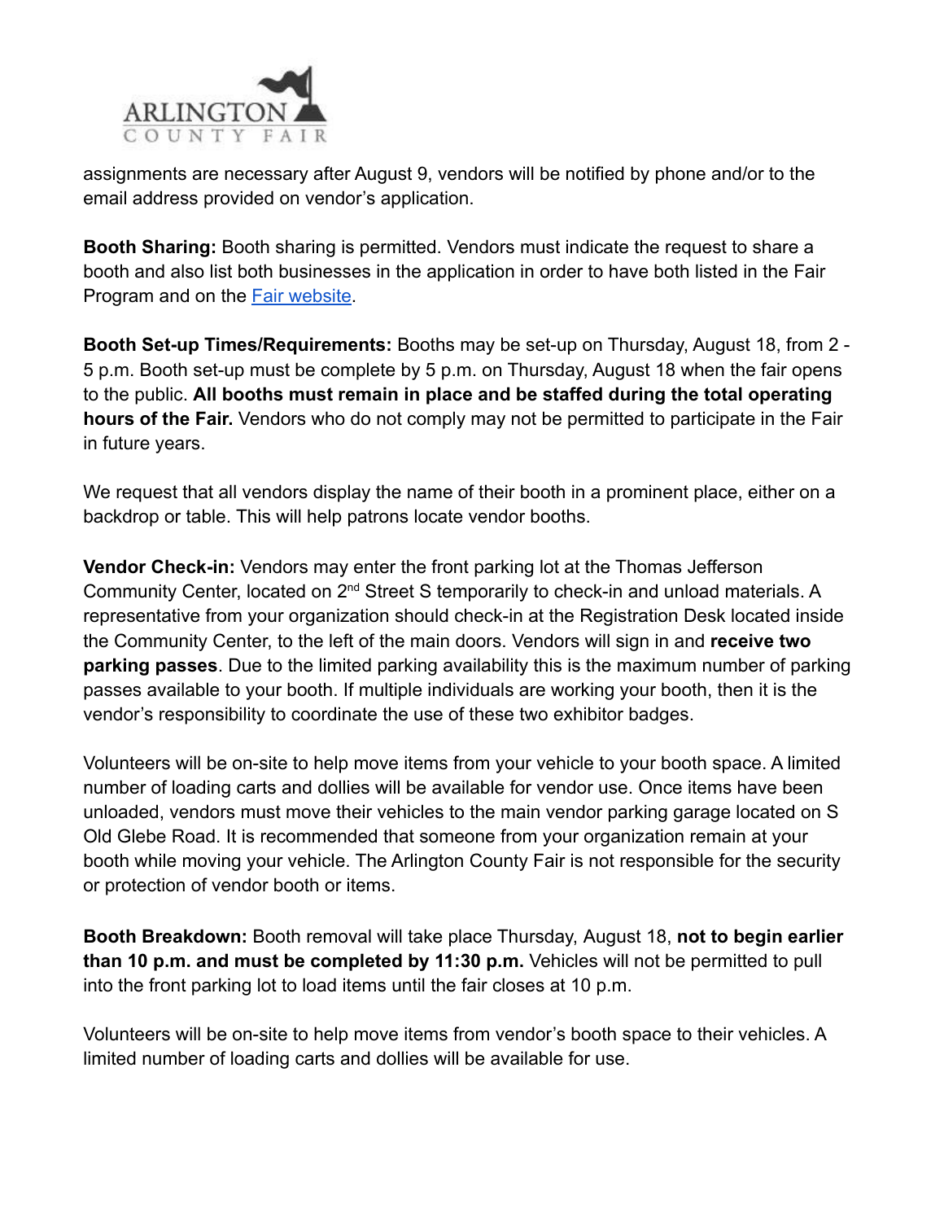assignments are necessary after August 9, vendors will be notified by phone and/or to the email address provided on vendor's application.

**Booth Sharing:** Booth sharing is permitted. Vendors must indicate the request to share a booth and also list both businesses in the application in order to have both listed in the Fair Program and on the [Fair website](#).

**Booth Set-up Times/Requirements:** Booths may be set-up on Thursday, August 18, from 2 - 5 p.m. Booth set-up must be complete by 5 p.m. on Thursday, August 18 when the fair opens to the public. **All booths must remain in place and be staffed during the total operating hours of the Fair.** Vendors who do not comply may not be permitted to participate in the Fair in future years.

We request that all vendors display the name of their booth in a prominent place, either on a backdrop or table. This will help patrons locate vendor booths.

**Vendor Check-in:** Vendors may enter the front parking lot at the Thomas Jefferson Community Center, located on 2nd Street S temporarily to check-in and unload materials. A representative from your organization should check-in at the Registration Desk located inside the Community Center, to the left of the main doors. Vendors will sign in and **receive two parking passes**. Due to the limited parking availability this is the maximum number of parking passes available to your booth. If multiple individuals are working your booth, then it is the vendor's responsibility to coordinate the use of these two exhibitor badges.

Volunteers will be on-site to help move items from your vehicle to your booth space. A limited number of loading carts and dollies will be available for vendor use. Once items have been unloaded, vendors must move their vehicles to the main vendor parking garage located on S Old Glebe Road. It is recommended that someone from your organization remain at your booth while moving your vehicle. The Arlington County Fair is not responsible for the security or protection of vendor booth or items.

**Booth Breakdown:** Booth removal will take place Thursday, August 18, **not to begin earlier than 10 p.m. and must be completed by 11:30 p.m.** Vehicles will not be permitted to pull into the front parking lot to load items until the fair closes at 10 p.m.

Volunteers will be on-site to help move items from vendor's booth space to their vehicles. A limited number of loading carts and dollies will be available for use.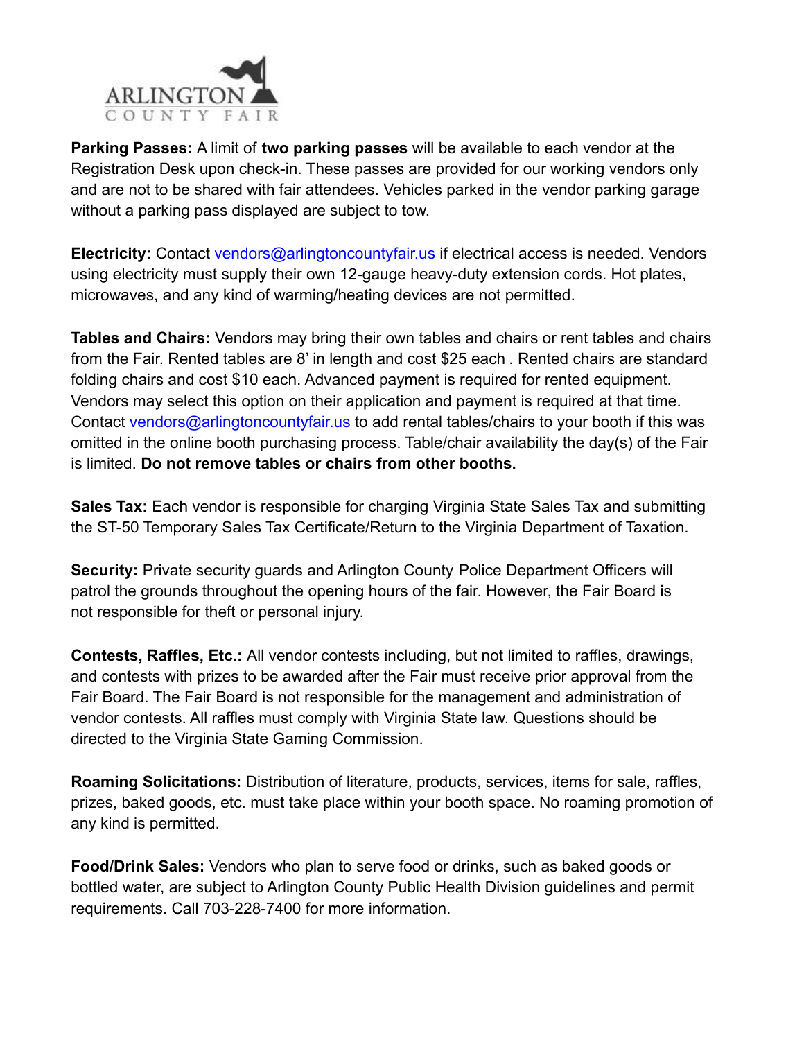**Parking Passes:** A limit of **two parking passes** will be available to each vendor at the Registration Desk upon check-in. These passes are provided for our working vendors only and are not to be shared with fair attendees. Vehicles parked in the vendor parking garage without a parking pass displayed are subject to tow.

**Electricity:** Contact vendors@arlingtoncountyfair.us if electrical access is needed. Vendors using electricity must supply their own 12-gauge heavy-duty extension cords. Hot plates, microwaves, and any kind of warming/heating devices are not permitted.

**Tables and Chairs:** Vendors may bring their own tables and chairs or rent tables and chairs from the Fair. Rented tables are 8' in length and cost $25 each . Rented chairs are standard folding chairs and cost $10 each. Advanced payment is required for rented equipment. Vendors may select this option on their application and payment is required at that time. Contact vendors@arlingtoncountyfair.us to add rental tables/chairs to your booth if this was omitted in the online booth purchasing process. Table/chair availability the day(s) of the Fair is limited. **Do not remove tables or chairs from other booths.**

**Sales Tax:** Each vendor is responsible for charging Virginia State Sales Tax and submitting the ST-50 Temporary Sales Tax Certificate/Return to the Virginia Department of Taxation.

**Security:** Private security guards and Arlington County Police Department Officers will patrol the grounds throughout the opening hours of the fair. However, the Fair Board is not responsible for theft or personal injury.

**Contests, Raffles, Etc.:** All vendor contests including, but not limited to raffles, drawings, and contests with prizes to be awarded after the Fair must receive prior approval from the Fair Board. The Fair Board is not responsible for the management and administration of vendor contests. All raffles must comply with Virginia State law. Questions should be directed to the Virginia State Gaming Commission.

**Roaming Solicitations:** Distribution of literature, products, services, items for sale, raffles, prizes, baked goods, etc. must take place within your booth space. No roaming promotion of any kind is permitted.

**Food/Drink Sales:** Vendors who plan to serve food or drinks, such as baked goods or bottled water, are subject to Arlington County Public Health Division guidelines and permit requirements. Call 703-228-7400 for more information.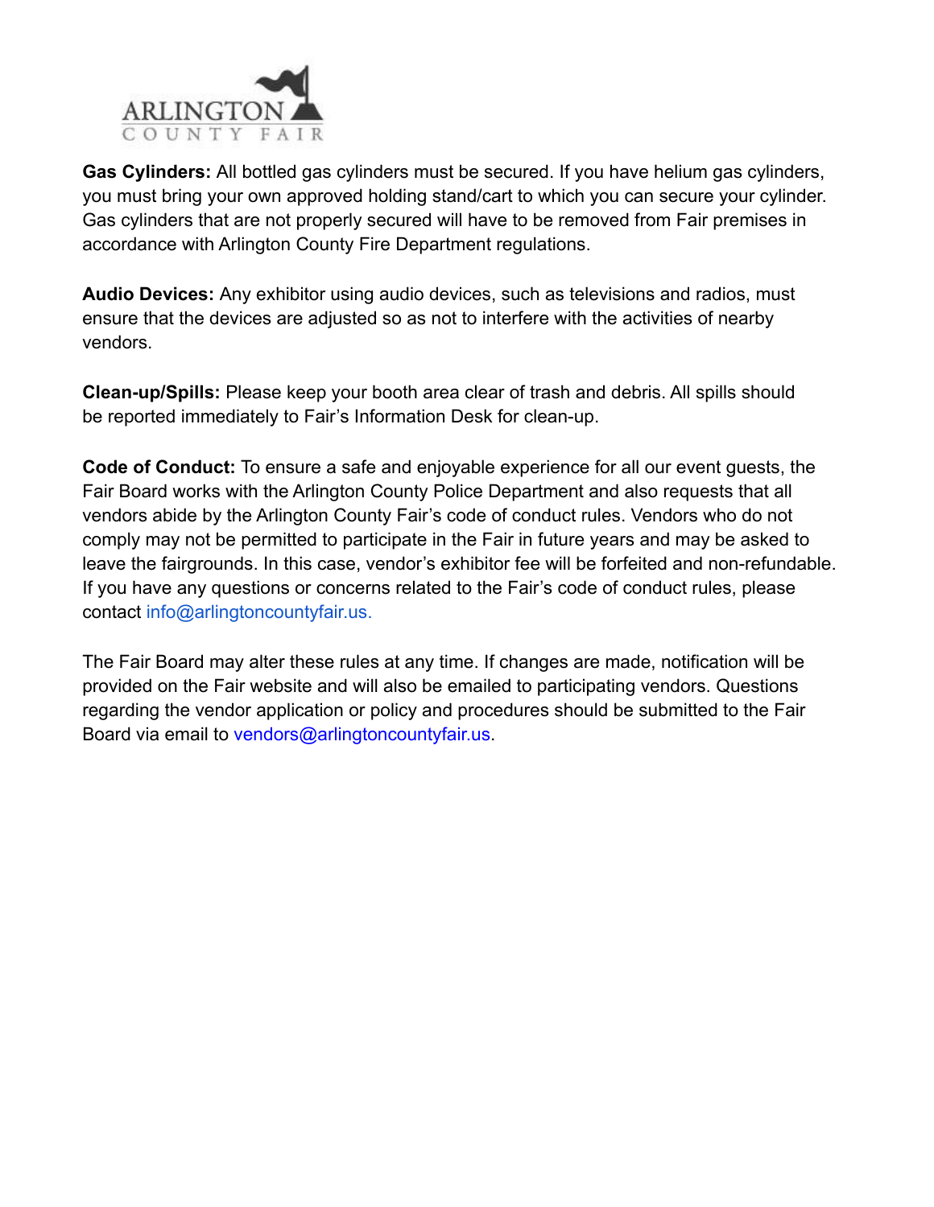**Gas Cylinders:** All bottled gas cylinders must be secured. If you have helium gas cylinders, you must bring your own approved holding stand/cart to which you can secure your cylinder. Gas cylinders that are not properly secured will have to be removed from Fair premises in accordance with Arlington County Fire Department regulations.

**Audio Devices:** Any exhibitor using audio devices, such as televisions and radios, must ensure that the devices are adjusted so as not to interfere with the activities of nearby vendors.

**Clean-up/Spills:** Please keep your booth area clear of trash and debris. All spills should be reported immediately to Fair's Information Desk for clean-up.

**Code of Conduct:** To ensure a safe and enjoyable experience for all our event guests, the Fair Board works with the Arlington County Police Department and also requests that all vendors abide by the Arlington County Fair's code of conduct rules. Vendors who do not comply may not be permitted to participate in the Fair in future years and may be asked to leave the fairgrounds. In this case, vendor's exhibitor fee will be forfeited and non-refundable. If you have any questions or concerns related to the Fair's code of conduct rules, please contact info@arlingtoncountyfair.us.

The Fair Board may alter these rules at any time. If changes are made, notification will be provided on the Fair website and will also be emailed to participating vendors. Questions regarding the vendor application or policy and procedures should be submitted to the Fair Board via email to vendors@arlingtoncountyfair.us.